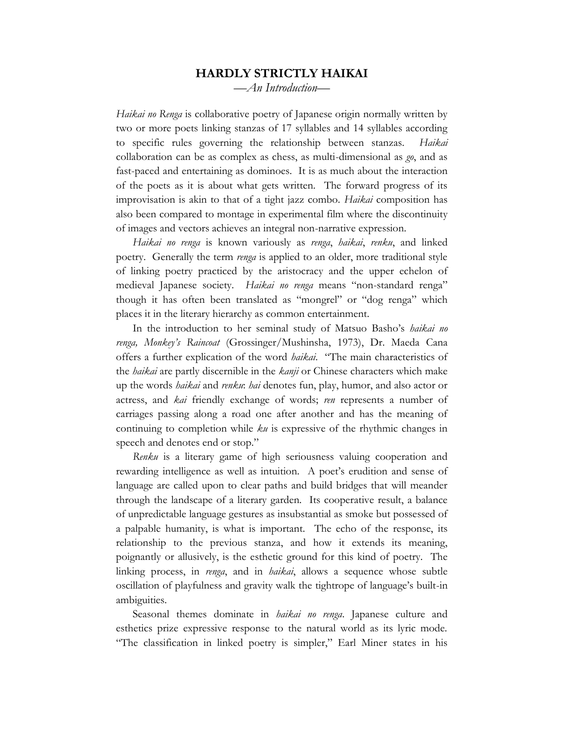# HARDLY STRICTLY HAIKAI

*—An Introduction—*

*Haikai no Renga* is collaborative poetry of Japanese origin normally written by two or more poets linking stanzas of 17 syllables and 14 syllables according to specific rules governing the relationship between stanzas. *Haikai* collaboration can be as complex as chess, as multi-dimensional as *go*, and as fast-paced and entertaining as dominoes. It is as much about the interaction of the poets as it is about what gets written. The forward progress of its improvisation is akin to that of a tight jazz combo. *Haikai* composition has also been compared to montage in experimental film where the discontinuity of images and vectors achieves an integral non-narrative expression.

*Haikai no renga* is known variously as *renga*, *haikai*, *renku*, and linked poetry. Generally the term *renga* is applied to an older, more traditional style of linking poetry practiced by the aristocracy and the upper echelon of medieval Japanese society. *Haikai no renga* means "non-standard renga" though it has often been translated as "mongrel" or "dog renga" which places it in the literary hierarchy as common entertainment.

In the introduction to her seminal study of Matsuo Basho's *haikai no renga, Monkey's Raincoat* (Grossinger/Mushinsha, 1973), Dr. Maeda Cana offers a further explication of the word *haikai*. "The main characteristics of the *haikai* are partly discernible in the *kanji* or Chinese characters which make up the words *haikai* and *renku*: *hai* denotes fun, play, humor, and also actor or actress, and *kai* friendly exchange of words; *ren* represents a number of carriages passing along a road one after another and has the meaning of continuing to completion while *ku* is expressive of the rhythmic changes in speech and denotes end or stop."

*Renku* is a literary game of high seriousness valuing cooperation and rewarding intelligence as well as intuition. A poet's erudition and sense of language are called upon to clear paths and build bridges that will meander through the landscape of a literary garden. Its cooperative result, a balance of unpredictable language gestures as insubstantial as smoke but possessed of a palpable humanity, is what is important. The echo of the response, its relationship to the previous stanza, and how it extends its meaning, poignantly or allusively, is the esthetic ground for this kind of poetry. The linking process, in *renga*, and in *haikai*, allows a sequence whose subtle oscillation of playfulness and gravity walk the tightrope of language's built-in ambiguities.

Seasonal themes dominate in *haikai no renga*. Japanese culture and esthetics prize expressive response to the natural world as its lyric mode. "The classification in linked poetry is simpler," Earl Miner states in his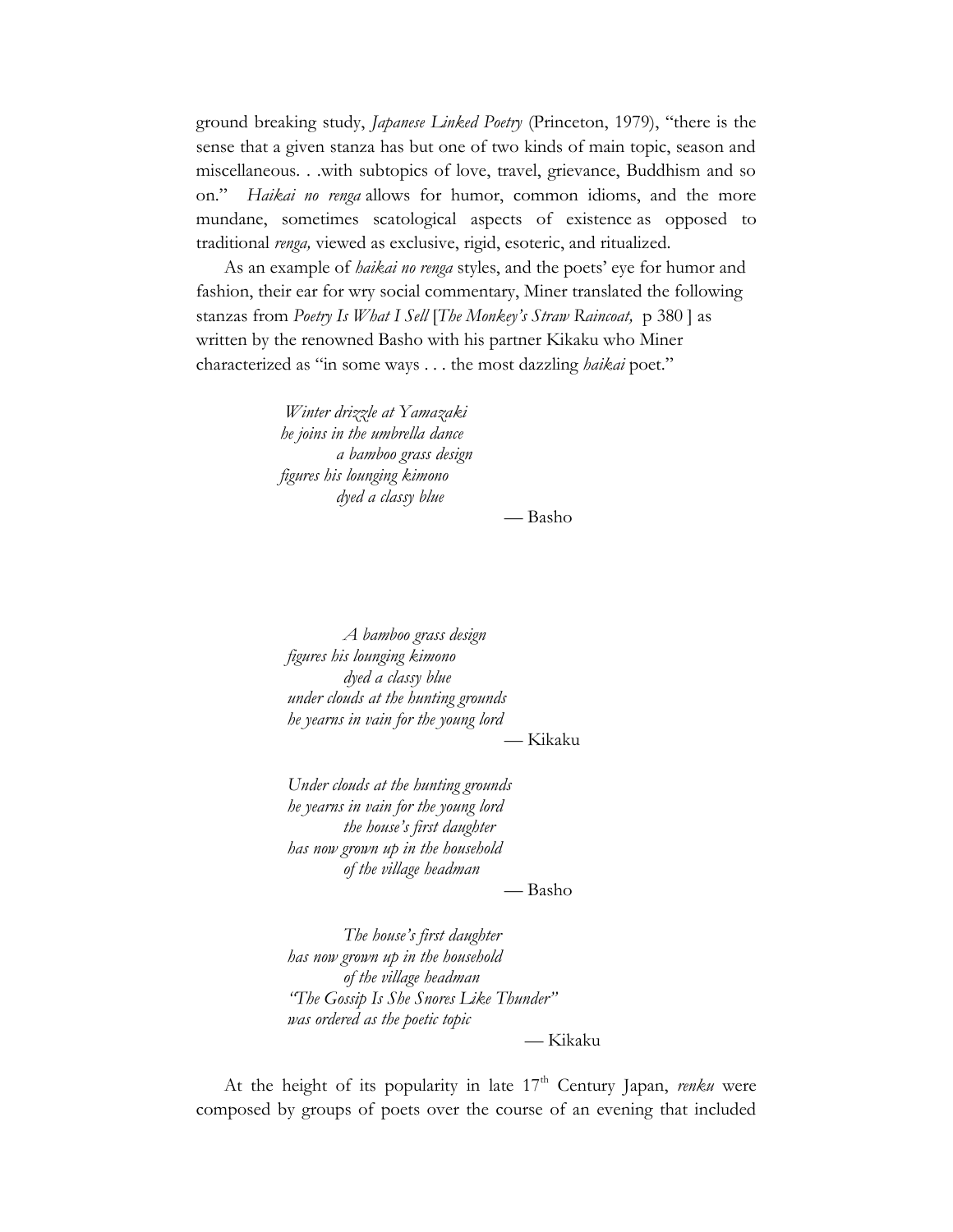ground breaking study, *Japanese Linked Poetry* (Princeton, 1979), "there is the sense that a given stanza has but one of two kinds of main topic, season and miscellaneous. . .with subtopics of love, travel, grievance, Buddhism and so on." *Haikai no renga* allows for humor, common idioms, and the more mundane, sometimes scatological aspects of existence as opposed to traditional *renga,* viewed as exclusive, rigid, esoteric, and ritualized.

As an example of *haikai no renga* styles, and the poets' eye for humor and fashion, their ear for wry social commentary, Miner translated the following stanzas from *Poetry Is What I Sell* [*The Monkey's Straw Raincoat,* p 380 ] as written by the renowned Basho with his partner Kikaku who Miner characterized as "in some ways . . . the most dazzling *haikai* poet."

*Winter drizzle at Yamazaki*
*he joins in the umbrella dance*
&nbsp;&nbsp;&nbsp;&nbsp;&nbsp;&nbsp;&nbsp;&nbsp;*a bamboo grass design*
*figures his lounging kimono*
&nbsp;&nbsp;&nbsp;&nbsp;&nbsp;&nbsp;&nbsp;&nbsp;*dyed a classy blue*

— Basho

&nbsp;&nbsp;&nbsp;&nbsp;&nbsp;&nbsp;&nbsp;&nbsp;*A bamboo grass design*
*figures his lounging kimono*
&nbsp;&nbsp;&nbsp;&nbsp;&nbsp;&nbsp;&nbsp;&nbsp;*dyed a classy blue*
*under clouds at the hunting grounds*
*he yearns in vain for the young lord*

— Kikaku

*Under clouds at the hunting grounds*
*he yearns in vain for the young lord*
&nbsp;&nbsp;&nbsp;&nbsp;&nbsp;&nbsp;&nbsp;&nbsp;*the house's first daughter*
*has now grown up in the household*
&nbsp;&nbsp;&nbsp;&nbsp;&nbsp;&nbsp;&nbsp;&nbsp;*of the village headman*

— Basho

&nbsp;&nbsp;&nbsp;&nbsp;&nbsp;&nbsp;&nbsp;&nbsp;*The house's first daughter*
*has now grown up in the household*
&nbsp;&nbsp;&nbsp;&nbsp;&nbsp;&nbsp;&nbsp;&nbsp;*of the village headman*
*"The Gossip Is She Snores Like Thunder"*
*was ordered as the poetic topic*

— Kikaku

At the height of its popularity in late 17th Century Japan, *renku* were composed by groups of poets over the course of an evening that included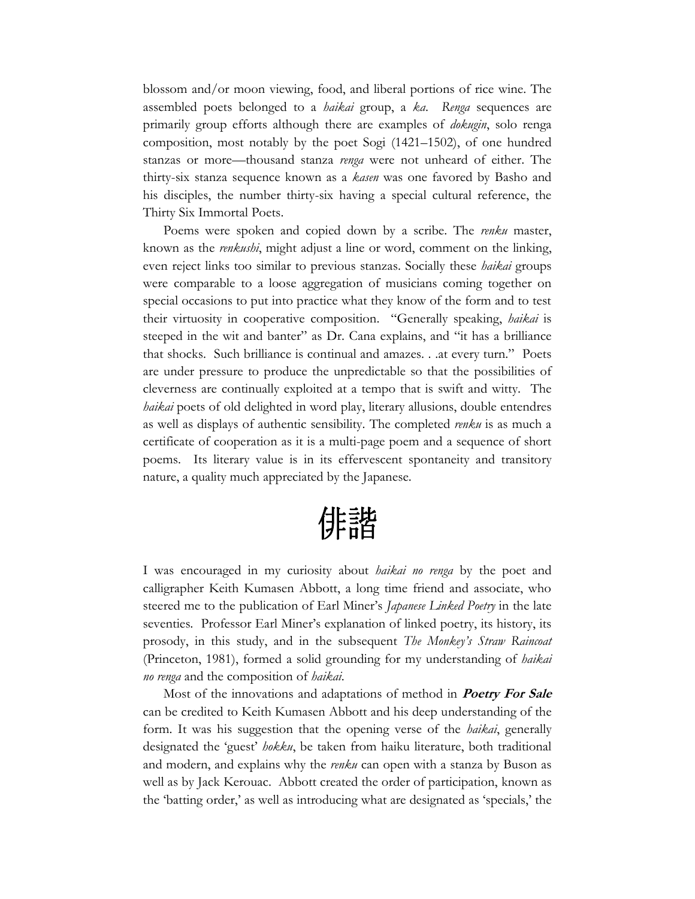blossom and/or moon viewing, food, and liberal portions of rice wine. The assembled poets belonged to a *haikai* group, a *ka*. *Renga* sequences are primarily group efforts although there are examples of *dokugin*, solo renga composition, most notably by the poet Sogi (1421–1502), of one hundred stanzas or more—thousand stanza *renga* were not unheard of either. The thirty-six stanza sequence known as a *kasen* was one favored by Basho and his disciples, the number thirty-six having a special cultural reference, the Thirty Six Immortal Poets.

Poems were spoken and copied down by a scribe. The *renku* master, known as the *renkushi*, might adjust a line or word, comment on the linking, even reject links too similar to previous stanzas. Socially these *haikai* groups were comparable to a loose aggregation of musicians coming together on special occasions to put into practice what they know of the form and to test their virtuosity in cooperative composition. "Generally speaking, *haikai* is steeped in the wit and banter" as Dr. Cana explains, and "it has a brilliance that shocks. Such brilliance is continual and amazes. . .at every turn." Poets are under pressure to produce the unpredictable so that the possibilities of cleverness are continually exploited at a tempo that is swift and witty. The *haikai* poets of old delighted in word play, literary allusions, double entendres as well as displays of authentic sensibility. The completed *renku* is as much a certificate of cooperation as it is a multi-page poem and a sequence of short poems. Its literary value is in its effervescent spontaneity and transitory nature, a quality much appreciated by the Japanese.

俳諧

I was encouraged in my curiosity about *haikai no renga* by the poet and calligrapher Keith Kumasen Abbott, a long time friend and associate, who steered me to the publication of Earl Miner's *Japanese Linked Poetry* in the late seventies. Professor Earl Miner's explanation of linked poetry, its history, its prosody, in this study, and in the subsequent *The Monkey's Straw Raincoat* (Princeton, 1981), formed a solid grounding for my understanding of *haikai no renga* and the composition of *haikai*.

Most of the innovations and adaptations of method in ***Poetry For Sale*** can be credited to Keith Kumasen Abbott and his deep understanding of the form. It was his suggestion that the opening verse of the *haikai*, generally designated the 'guest' *hokku*, be taken from haiku literature, both traditional and modern, and explains why the *renku* can open with a stanza by Buson as well as by Jack Kerouac. Abbott created the order of participation, known as the 'batting order,' as well as introducing what are designated as 'specials,' the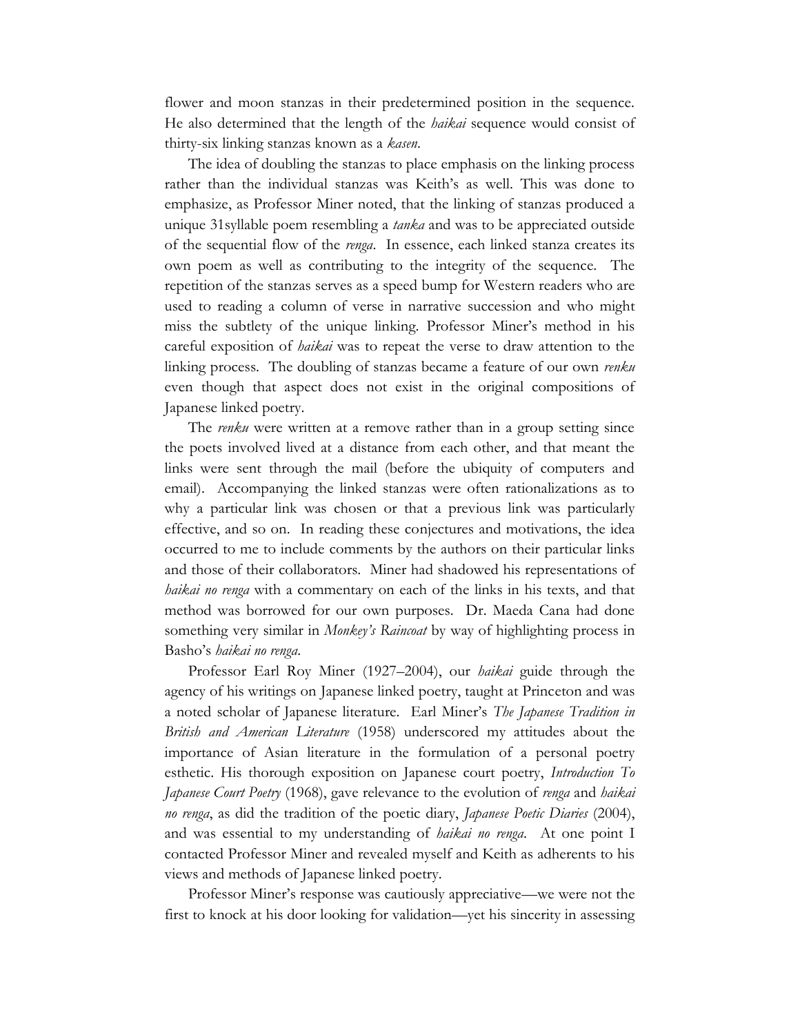flower and moon stanzas in their predetermined position in the sequence. He also determined that the length of the *haikai* sequence would consist of thirty-six linking stanzas known as a *kasen*.

The idea of doubling the stanzas to place emphasis on the linking process rather than the individual stanzas was Keith's as well. This was done to emphasize, as Professor Miner noted, that the linking of stanzas produced a unique 31syllable poem resembling a *tanka* and was to be appreciated outside of the sequential flow of the *renga*. In essence, each linked stanza creates its own poem as well as contributing to the integrity of the sequence. The repetition of the stanzas serves as a speed bump for Western readers who are used to reading a column of verse in narrative succession and who might miss the subtlety of the unique linking. Professor Miner's method in his careful exposition of *haikai* was to repeat the verse to draw attention to the linking process. The doubling of stanzas became a feature of our own *renku* even though that aspect does not exist in the original compositions of Japanese linked poetry.

The *renku* were written at a remove rather than in a group setting since the poets involved lived at a distance from each other, and that meant the links were sent through the mail (before the ubiquity of computers and email). Accompanying the linked stanzas were often rationalizations as to why a particular link was chosen or that a previous link was particularly effective, and so on. In reading these conjectures and motivations, the idea occurred to me to include comments by the authors on their particular links and those of their collaborators. Miner had shadowed his representations of *haikai no renga* with a commentary on each of the links in his texts, and that method was borrowed for our own purposes. Dr. Maeda Cana had done something very similar in *Monkey's Raincoat* by way of highlighting process in Basho's *haikai no renga*.

Professor Earl Roy Miner (1927–2004), our *haikai* guide through the agency of his writings on Japanese linked poetry, taught at Princeton and was a noted scholar of Japanese literature. Earl Miner's *The Japanese Tradition in British and American Literature* (1958) underscored my attitudes about the importance of Asian literature in the formulation of a personal poetry esthetic. His thorough exposition on Japanese court poetry, *Introduction To Japanese Court Poetry* (1968), gave relevance to the evolution of *renga* and *haikai no renga*, as did the tradition of the poetic diary, *Japanese Poetic Diaries* (2004), and was essential to my understanding of *haikai no renga*. At one point I contacted Professor Miner and revealed myself and Keith as adherents to his views and methods of Japanese linked poetry.

Professor Miner's response was cautiously appreciative—we were not the first to knock at his door looking for validation—yet his sincerity in assessing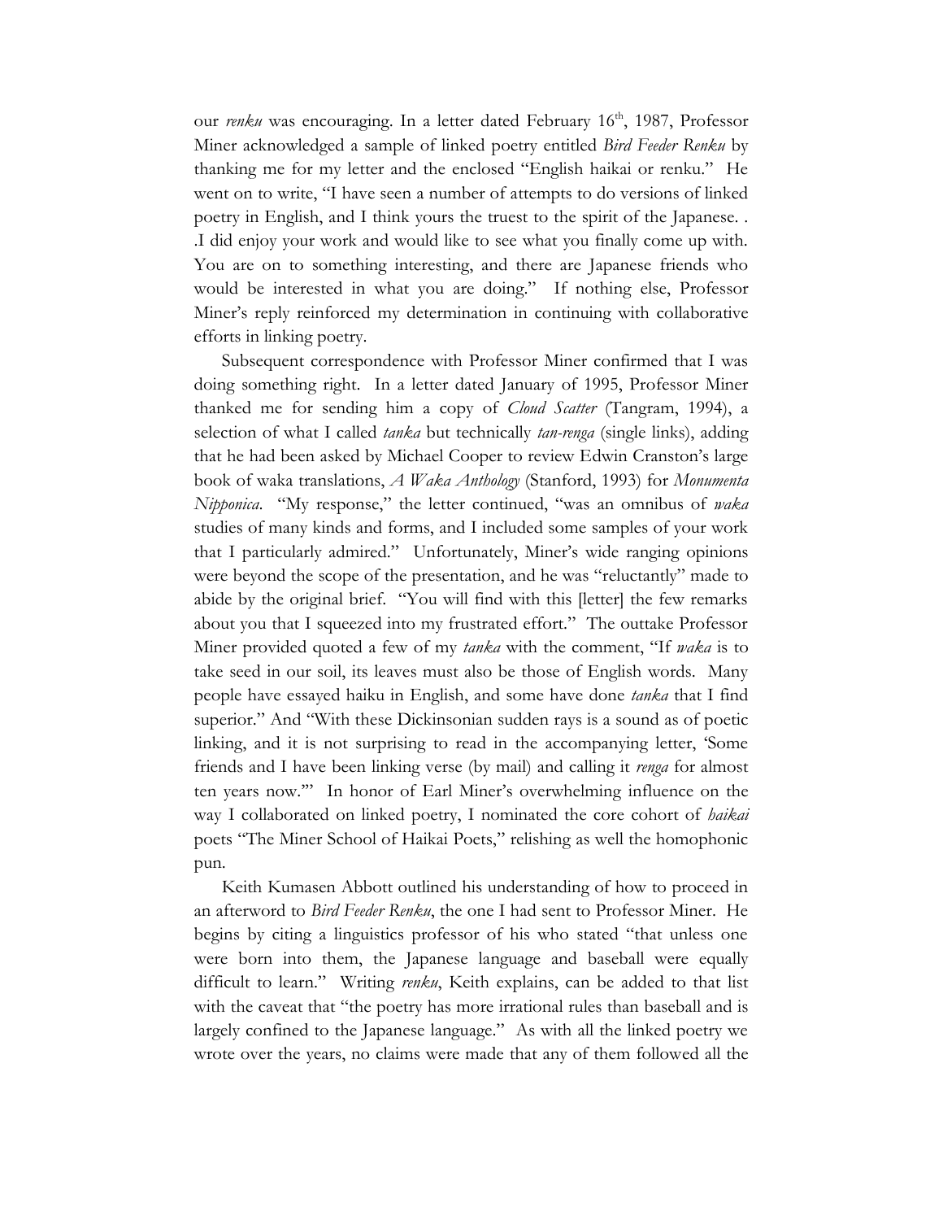our *renku* was encouraging. In a letter dated February 16th, 1987, Professor Miner acknowledged a sample of linked poetry entitled *Bird Feeder Renku* by thanking me for my letter and the enclosed "English haikai or renku." He went on to write, "I have seen a number of attempts to do versions of linked poetry in English, and I think yours the truest to the spirit of the Japanese. . .I did enjoy your work and would like to see what you finally come up with. You are on to something interesting, and there are Japanese friends who would be interested in what you are doing." If nothing else, Professor Miner's reply reinforced my determination in continuing with collaborative efforts in linking poetry.

Subsequent correspondence with Professor Miner confirmed that I was doing something right. In a letter dated January of 1995, Professor Miner thanked me for sending him a copy of *Cloud Scatter* (Tangram, 1994), a selection of what I called *tanka* but technically *tan-renga* (single links), adding that he had been asked by Michael Cooper to review Edwin Cranston's large book of waka translations, *A Waka Anthology* (Stanford, 1993) for *Monumenta Nipponica*. "My response," the letter continued, "was an omnibus of *waka* studies of many kinds and forms, and I included some samples of your work that I particularly admired." Unfortunately, Miner's wide ranging opinions were beyond the scope of the presentation, and he was "reluctantly" made to abide by the original brief. "You will find with this [letter] the few remarks about you that I squeezed into my frustrated effort." The outtake Professor Miner provided quoted a few of my *tanka* with the comment, "If *waka* is to take seed in our soil, its leaves must also be those of English words. Many people have essayed haiku in English, and some have done *tanka* that I find superior." And "With these Dickinsonian sudden rays is a sound as of poetic linking, and it is not surprising to read in the accompanying letter, 'Some friends and I have been linking verse (by mail) and calling it *renga* for almost ten years now.'" In honor of Earl Miner's overwhelming influence on the way I collaborated on linked poetry, I nominated the core cohort of *haikai* poets "The Miner School of Haikai Poets," relishing as well the homophonic pun.

Keith Kumasen Abbott outlined his understanding of how to proceed in an afterword to *Bird Feeder Renku*, the one I had sent to Professor Miner. He begins by citing a linguistics professor of his who stated "that unless one were born into them, the Japanese language and baseball were equally difficult to learn." Writing *renku*, Keith explains, can be added to that list with the caveat that "the poetry has more irrational rules than baseball and is largely confined to the Japanese language." As with all the linked poetry we wrote over the years, no claims were made that any of them followed all the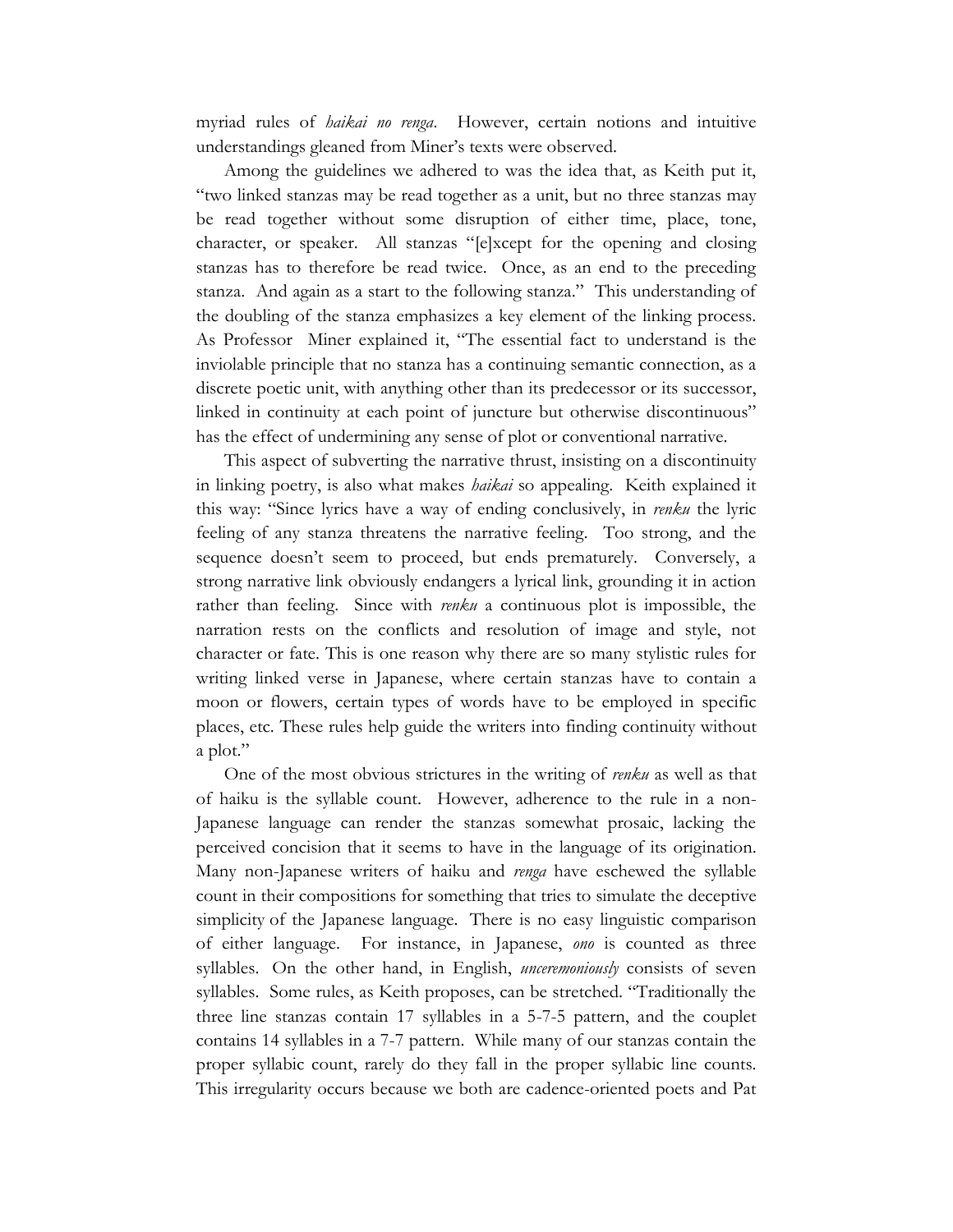myriad rules of *haikai no renga*. However, certain notions and intuitive understandings gleaned from Miner's texts were observed.

Among the guidelines we adhered to was the idea that, as Keith put it, "two linked stanzas may be read together as a unit, but no three stanzas may be read together without some disruption of either time, place, tone, character, or speaker. All stanzas "[e]xcept for the opening and closing stanzas has to therefore be read twice. Once, as an end to the preceding stanza. And again as a start to the following stanza." This understanding of the doubling of the stanza emphasizes a key element of the linking process. As Professor Miner explained it, "The essential fact to understand is the inviolable principle that no stanza has a continuing semantic connection, as a discrete poetic unit, with anything other than its predecessor or its successor, linked in continuity at each point of juncture but otherwise discontinuous" has the effect of undermining any sense of plot or conventional narrative.

This aspect of subverting the narrative thrust, insisting on a discontinuity in linking poetry, is also what makes *haikai* so appealing. Keith explained it this way: "Since lyrics have a way of ending conclusively, in *renku* the lyric feeling of any stanza threatens the narrative feeling. Too strong, and the sequence doesn't seem to proceed, but ends prematurely. Conversely, a strong narrative link obviously endangers a lyrical link, grounding it in action rather than feeling. Since with *renku* a continuous plot is impossible, the narration rests on the conflicts and resolution of image and style, not character or fate. This is one reason why there are so many stylistic rules for writing linked verse in Japanese, where certain stanzas have to contain a moon or flowers, certain types of words have to be employed in specific places, etc. These rules help guide the writers into finding continuity without a plot."

One of the most obvious strictures in the writing of *renku* as well as that of haiku is the syllable count. However, adherence to the rule in a non-Japanese language can render the stanzas somewhat prosaic, lacking the perceived concision that it seems to have in the language of its origination. Many non-Japanese writers of haiku and *renga* have eschewed the syllable count in their compositions for something that tries to simulate the deceptive simplicity of the Japanese language. There is no easy linguistic comparison of either language. For instance, in Japanese, *ono* is counted as three syllables. On the other hand, in English, *unceremoniously* consists of seven syllables. Some rules, as Keith proposes, can be stretched. "Traditionally the three line stanzas contain 17 syllables in a 5-7-5 pattern, and the couplet contains 14 syllables in a 7-7 pattern. While many of our stanzas contain the proper syllabic count, rarely do they fall in the proper syllabic line counts. This irregularity occurs because we both are cadence-oriented poets and Pat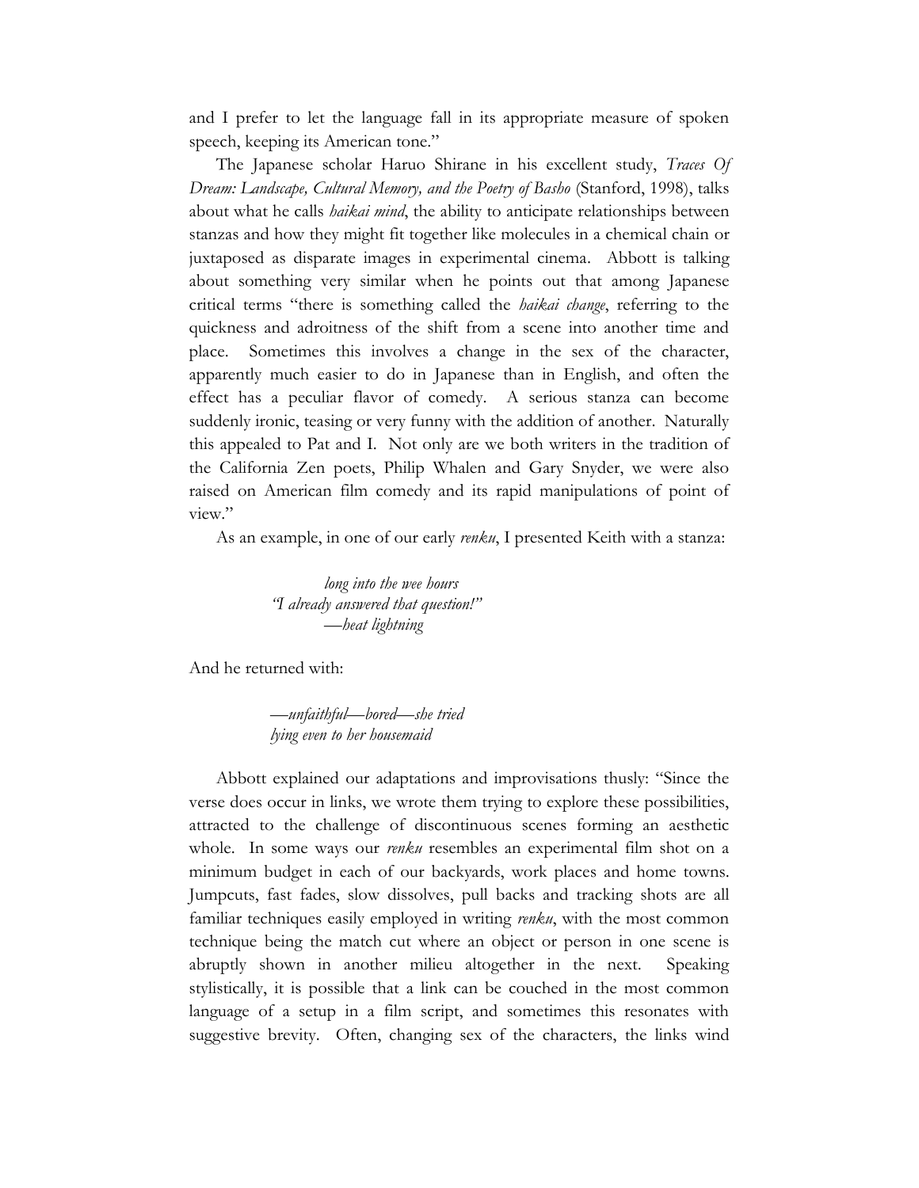and I prefer to let the language fall in its appropriate measure of spoken speech, keeping its American tone."

The Japanese scholar Haruo Shirane in his excellent study, *Traces Of Dream: Landscape, Cultural Memory, and the Poetry of Basho* (Stanford, 1998), talks about what he calls *haikai mind*, the ability to anticipate relationships between stanzas and how they might fit together like molecules in a chemical chain or juxtaposed as disparate images in experimental cinema. Abbott is talking about something very similar when he points out that among Japanese critical terms "there is something called the *haikai change*, referring to the quickness and adroitness of the shift from a scene into another time and place. Sometimes this involves a change in the sex of the character, apparently much easier to do in Japanese than in English, and often the effect has a peculiar flavor of comedy. A serious stanza can become suddenly ironic, teasing or very funny with the addition of another. Naturally this appealed to Pat and I. Not only are we both writers in the tradition of the California Zen poets, Philip Whalen and Gary Snyder, we were also raised on American film comedy and its rapid manipulations of point of view."

As an example, in one of our early *renku*, I presented Keith with a stanza:

> *long into the wee hours*
> *"I already answered that question!"*
> *—heat lightning*

And he returned with:

> *—unfaithful—bored—she tried*
> *lying even to her housemaid*

Abbott explained our adaptations and improvisations thusly: "Since the verse does occur in links, we wrote them trying to explore these possibilities, attracted to the challenge of discontinuous scenes forming an aesthetic whole. In some ways our *renku* resembles an experimental film shot on a minimum budget in each of our backyards, work places and home towns. Jumpcuts, fast fades, slow dissolves, pull backs and tracking shots are all familiar techniques easily employed in writing *renku*, with the most common technique being the match cut where an object or person in one scene is abruptly shown in another milieu altogether in the next. Speaking stylistically, it is possible that a link can be couched in the most common language of a setup in a film script, and sometimes this resonates with suggestive brevity. Often, changing sex of the characters, the links wind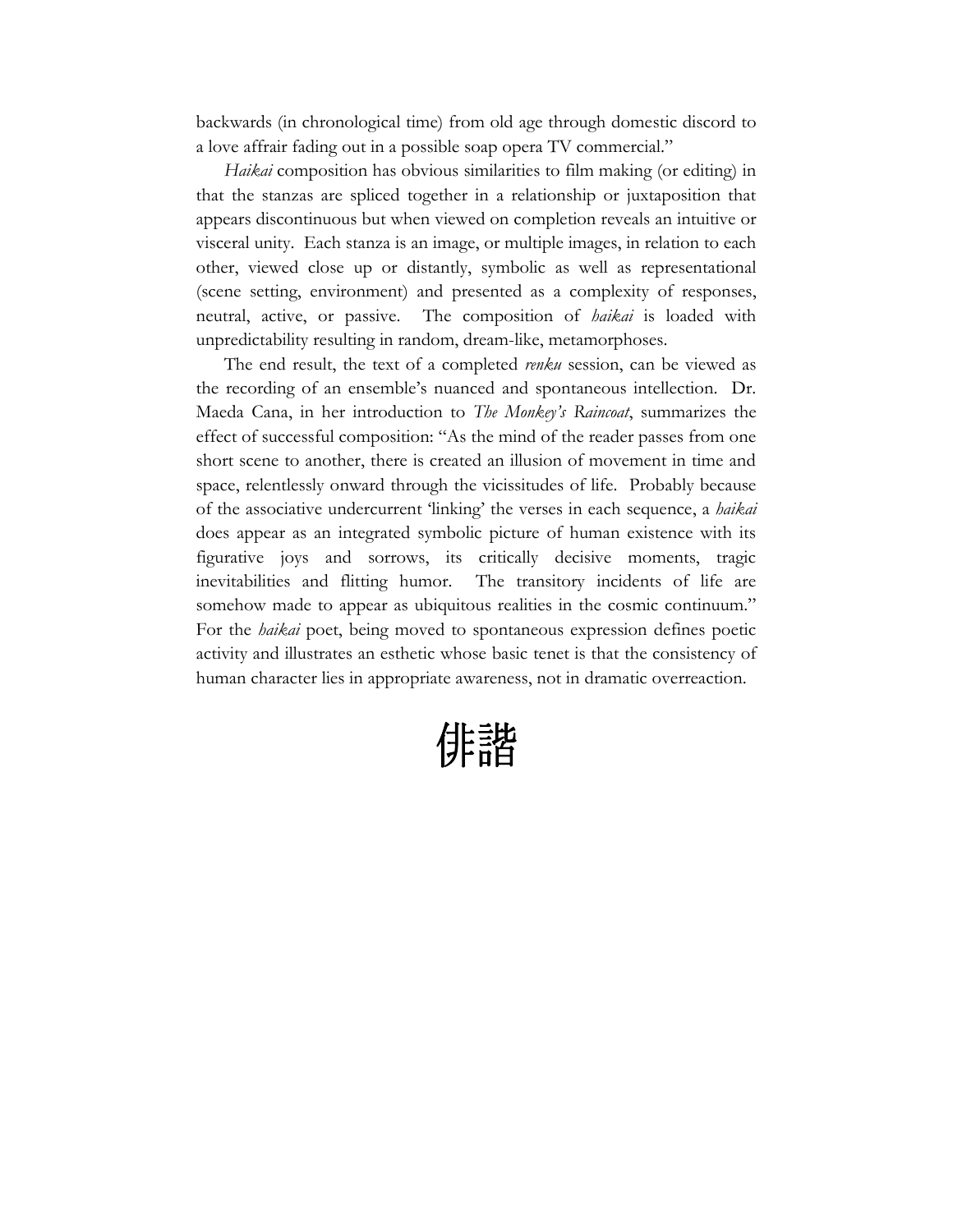backwards (in chronological time) from old age through domestic discord to a love affair fading out in a possible soap opera TV commercial."

*Haikai* composition has obvious similarities to film making (or editing) in that the stanzas are spliced together in a relationship or juxtaposition that appears discontinuous but when viewed on completion reveals an intuitive or visceral unity. Each stanza is an image, or multiple images, in relation to each other, viewed close up or distantly, symbolic as well as representational (scene setting, environment) and presented as a complexity of responses, neutral, active, or passive. The composition of *haikai* is loaded with unpredictability resulting in random, dream-like, metamorphoses.

The end result, the text of a completed *renku* session, can be viewed as the recording of an ensemble's nuanced and spontaneous intellection. Dr. Maeda Cana, in her introduction to *The Monkey's Raincoat*, summarizes the effect of successful composition: "As the mind of the reader passes from one short scene to another, there is created an illusion of movement in time and space, relentlessly onward through the vicissitudes of life. Probably because of the associative undercurrent 'linking' the verses in each sequence, a *haikai* does appear as an integrated symbolic picture of human existence with its figurative joys and sorrows, its critically decisive moments, tragic inevitabilities and flitting humor. The transitory incidents of life are somehow made to appear as ubiquitous realities in the cosmic continuum." For the *haikai* poet, being moved to spontaneous expression defines poetic activity and illustrates an esthetic whose basic tenet is that the consistency of human character lies in appropriate awareness, not in dramatic overreaction.

俳諧